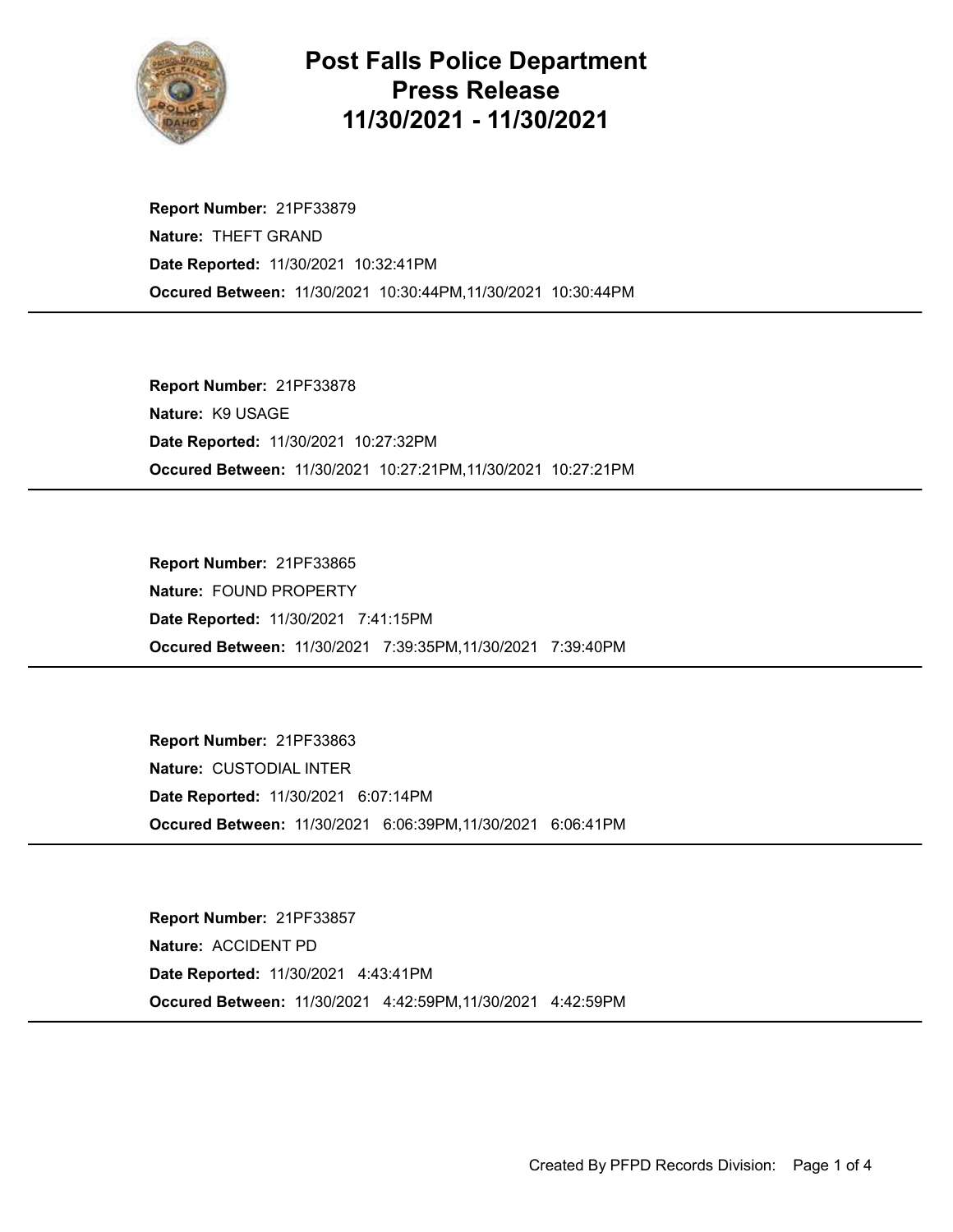# Post Falls Police Department Press Release 11/30/2021 - 11/30/2021

**Report Number:** 21PF33879
**Nature:** THEFT GRAND
**Date Reported:** 11/30/2021 10:32:41PM
**Occured Between:** 11/30/2021 10:30:44PM,11/30/2021 10:30:44PM

---

**Report Number:** 21PF33878
**Nature:** K9 USAGE
**Date Reported:** 11/30/2021 10:27:32PM
**Occured Between:** 11/30/2021 10:27:21PM,11/30/2021 10:27:21PM

---

**Report Number:** 21PF33865
**Nature:** FOUND PROPERTY
**Date Reported:** 11/30/2021 7:41:15PM
**Occured Between:** 11/30/2021 7:39:35PM,11/30/2021 7:39:40PM

---

**Report Number:** 21PF33863
**Nature:** CUSTODIAL INTER
**Date Reported:** 11/30/2021 6:07:14PM
**Occured Between:** 11/30/2021 6:06:39PM,11/30/2021 6:06:41PM

---

**Report Number:** 21PF33857
**Nature:** ACCIDENT PD
**Date Reported:** 11/30/2021 4:43:41PM
**Occured Between:** 11/30/2021 4:42:59PM,11/30/2021 4:42:59PM

---

Created By PFPD Records Division: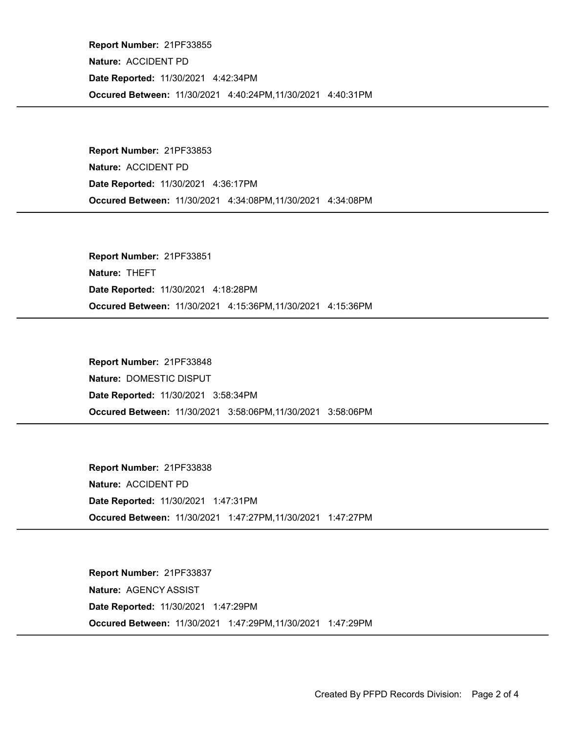**Report Number:** 21PF33855
**Nature:** ACCIDENT PD
**Date Reported:** 11/30/2021 4:42:34PM
**Occured Between:** 11/30/2021 4:40:24PM,11/30/2021 4:40:31PM

---

**Report Number:** 21PF33853
**Nature:** ACCIDENT PD
**Date Reported:** 11/30/2021 4:36:17PM
**Occured Between:** 11/30/2021 4:34:08PM,11/30/2021 4:34:08PM

---

**Report Number:** 21PF33851
**Nature:** THEFT
**Date Reported:** 11/30/2021 4:18:28PM
**Occured Between:** 11/30/2021 4:15:36PM,11/30/2021 4:15:36PM

---

**Report Number:** 21PF33848
**Nature:** DOMESTIC DISPUT
**Date Reported:** 11/30/2021 3:58:34PM
**Occured Between:** 11/30/2021 3:58:06PM,11/30/2021 3:58:06PM

---

**Report Number:** 21PF33838
**Nature:** ACCIDENT PD
**Date Reported:** 11/30/2021 1:47:31PM
**Occured Between:** 11/30/2021 1:47:27PM,11/30/2021 1:47:27PM

---

**Report Number:** 21PF33837
**Nature:** AGENCY ASSIST
**Date Reported:** 11/30/2021 1:47:29PM
**Occured Between:** 11/30/2021 1:47:29PM,11/30/2021 1:47:29PM

---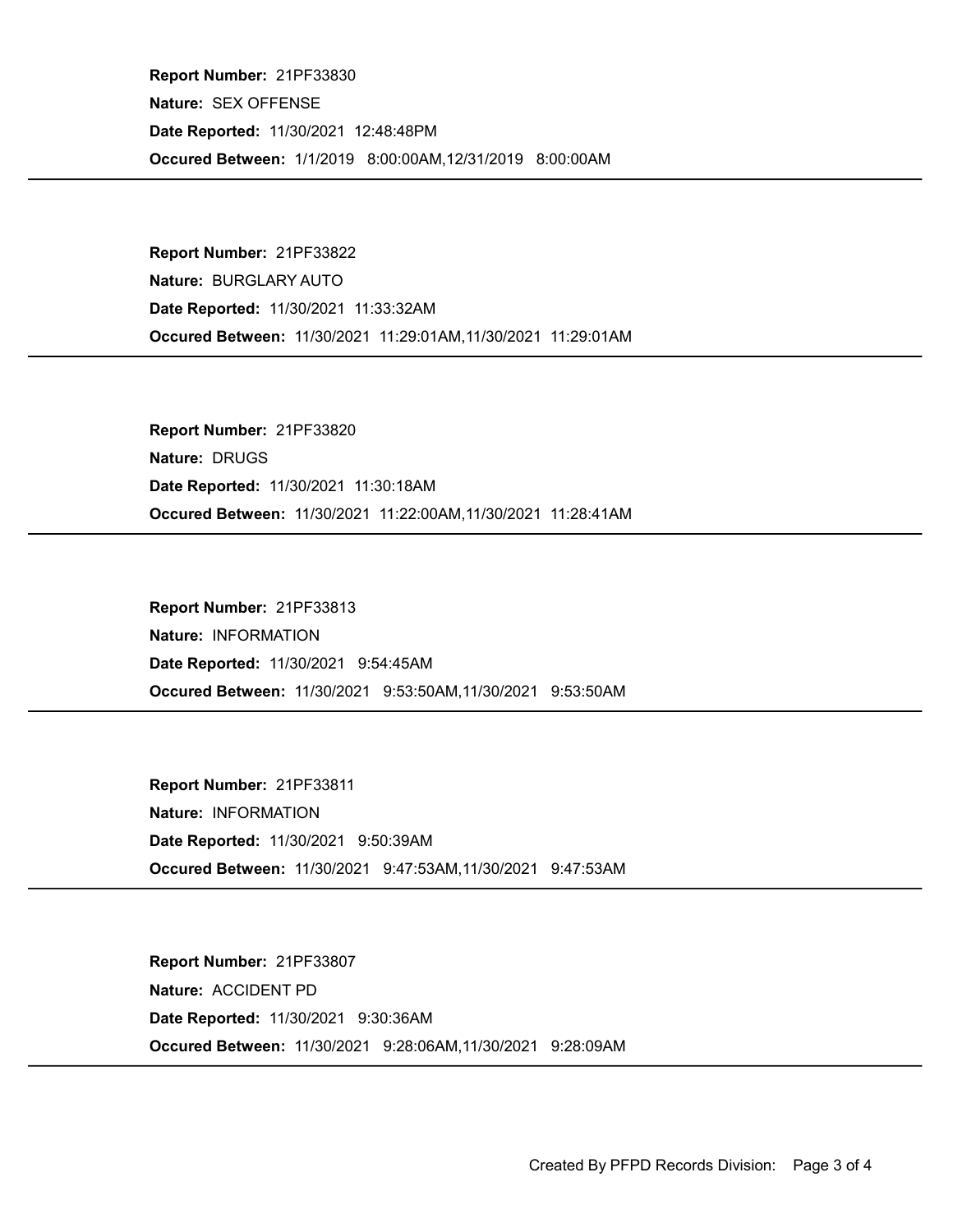**Report Number:** 21PF33830

**Nature:** SEX OFFENSE

**Date Reported:** 11/30/2021 12:48:48PM

**Occured Between:** 1/1/2019 8:00:00AM,12/31/2019 8:00:00AM

---

**Report Number:** 21PF33822

**Nature:** BURGLARY AUTO

**Date Reported:** 11/30/2021 11:33:32AM

**Occured Between:** 11/30/2021 11:29:01AM,11/30/2021 11:29:01AM

---

**Report Number:** 21PF33820

**Nature:** DRUGS

**Date Reported:** 11/30/2021 11:30:18AM

**Occured Between:** 11/30/2021 11:22:00AM,11/30/2021 11:28:41AM

---

**Report Number:** 21PF33813

**Nature:** INFORMATION

**Date Reported:** 11/30/2021 9:54:45AM

**Occured Between:** 11/30/2021 9:53:50AM,11/30/2021 9:53:50AM

---

**Report Number:** 21PF33811

**Nature:** INFORMATION

**Date Reported:** 11/30/2021 9:50:39AM

**Occured Between:** 11/30/2021 9:47:53AM,11/30/2021 9:47:53AM

---

**Report Number:** 21PF33807

**Nature:** ACCIDENT PD

**Date Reported:** 11/30/2021 9:30:36AM

**Occured Between:** 11/30/2021 9:28:06AM,11/30/2021 9:28:09AM

---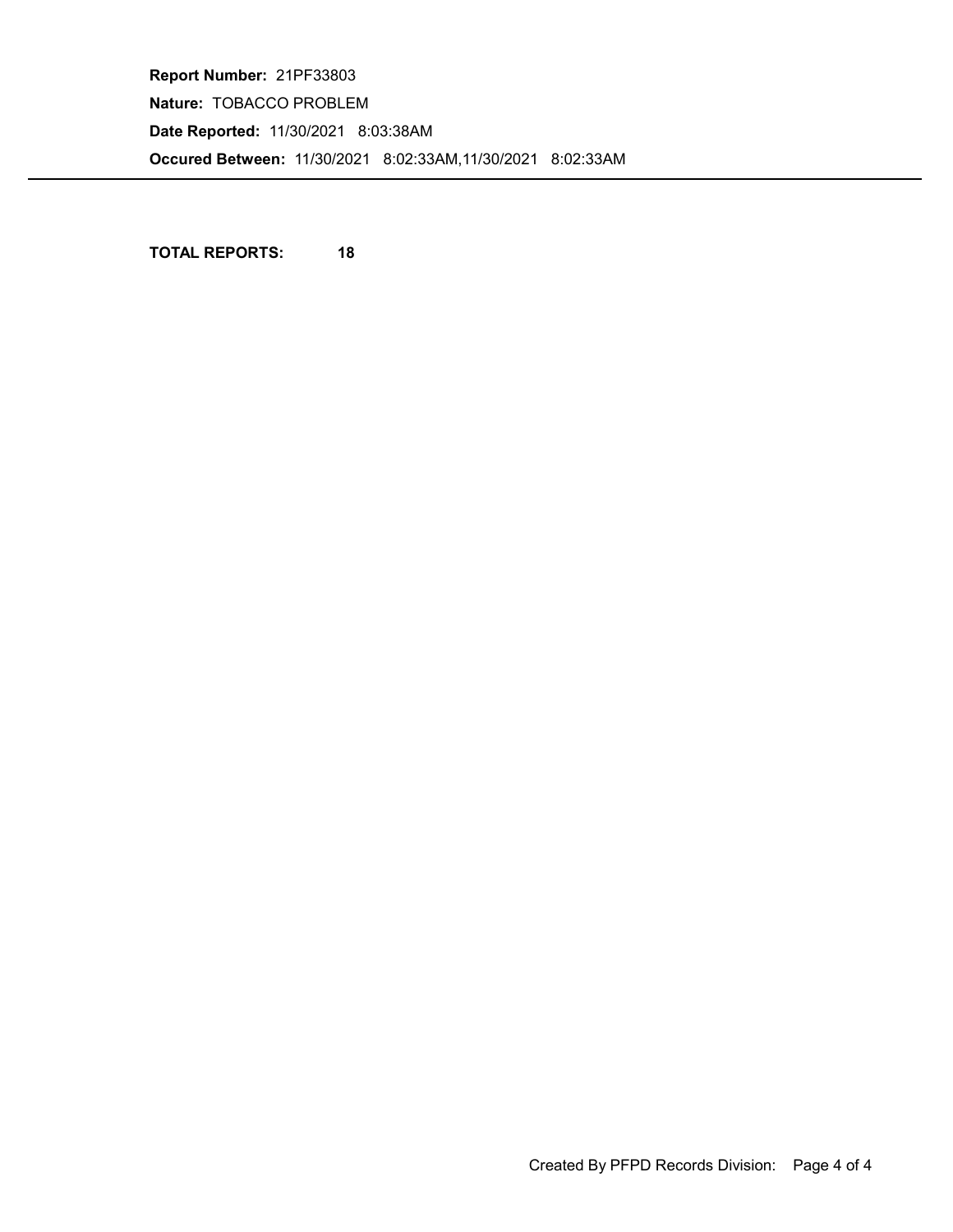**Report Number:** 21PF33803

**Nature:** TOBACCO PROBLEM

**Date Reported:** 11/30/2021 8:03:38AM

**Occured Between:** 11/30/2021 8:02:33AM,11/30/2021 8:02:33AM

---

**TOTAL REPORTS: 18**